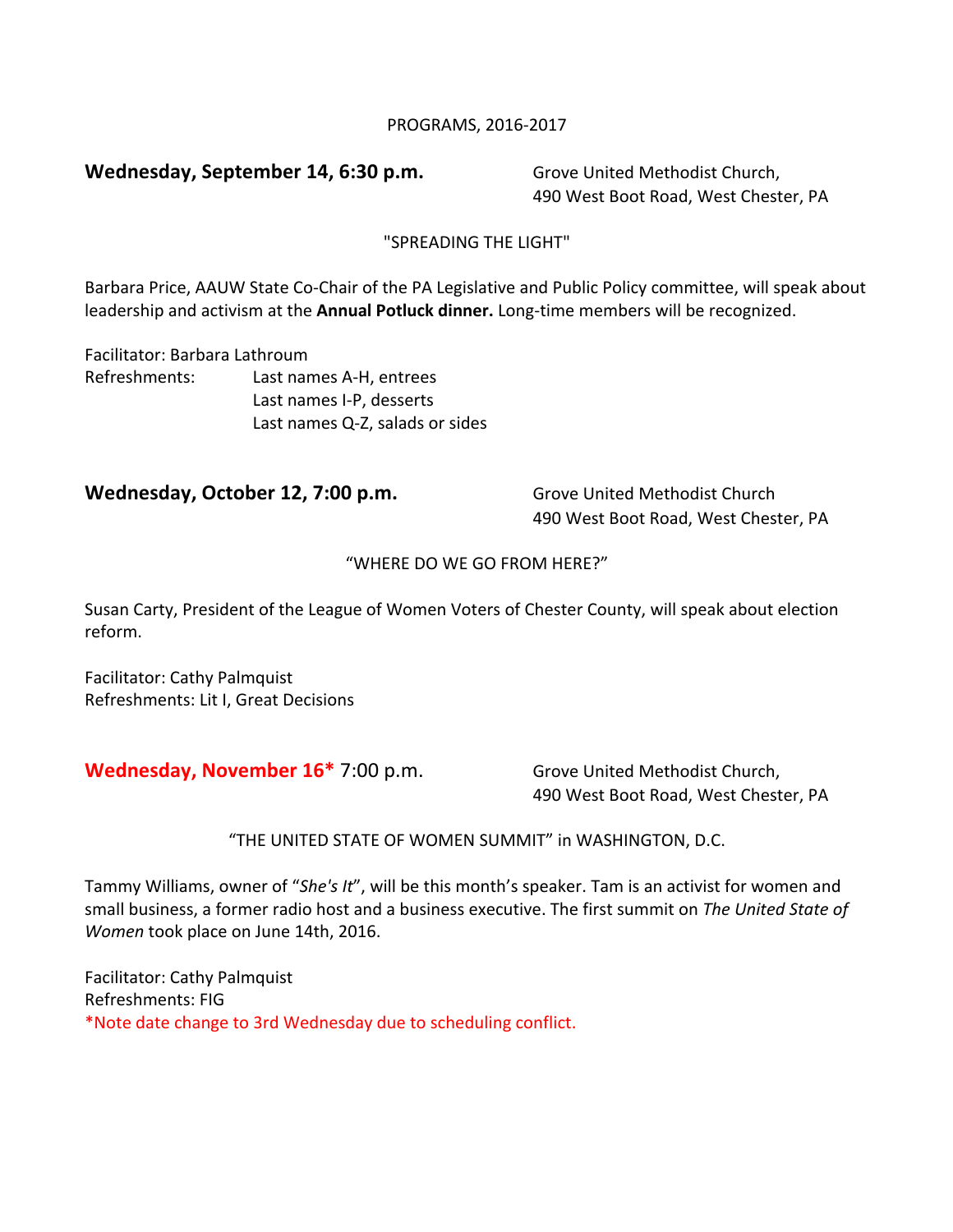PROGRAMS, 2016-2017

**Wednesday, September 14, 6:30 p.m.**

Grove United Methodist Church,
490 West Boot Road, West Chester, PA

"SPREADING THE LIGHT"

Barbara Price, AAUW State Co-Chair of the PA Legislative and Public Policy committee, will speak about leadership and activism at the **Annual Potluck dinner.** Long-time members will be recognized.

Facilitator: Barbara Lathroum
Refreshments: Last names A-H, entrees
Last names I-P, desserts
Last names Q-Z, salads or sides

**Wednesday, October 12, 7:00 p.m.**

Grove United Methodist Church
490 West Boot Road, West Chester, PA

"WHERE DO WE GO FROM HERE?"

Susan Carty, President of the League of Women Voters of Chester County, will speak about election reform.

Facilitator: Cathy Palmquist
Refreshments: Lit I, Great Decisions

**Wednesday, November 16*** 7:00 p.m.

Grove United Methodist Church,
490 West Boot Road, West Chester, PA

"THE UNITED STATE OF WOMEN SUMMIT" in WASHINGTON, D.C.

Tammy Williams, owner of "*She's It*", will be this month's speaker. Tam is an activist for women and small business, a former radio host and a business executive. The first summit on *The United State of Women* took place on June 14th, 2016.

Facilitator: Cathy Palmquist
Refreshments: FIG
*Note date change to 3rd Wednesday due to scheduling conflict.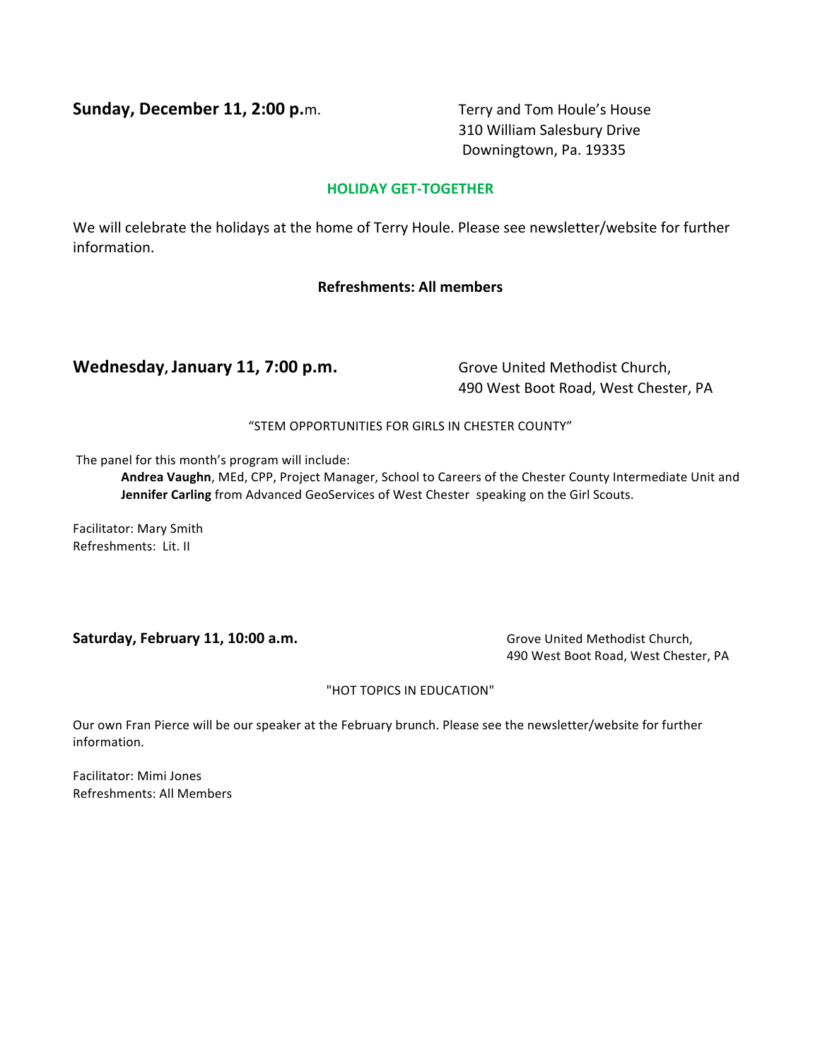**Sunday, December 11, 2:00 p.**m.

Terry and Tom Houle's House
310 William Salesbury Drive
Downingtown, Pa. 19335

**HOLIDAY GET-TOGETHER**

We will celebrate the holidays at the home of Terry Houle. Please see newsletter/website for further information.

**Refreshments: All members**

**Wednesday, January 11, 7:00 p.m.**

Grove United Methodist Church,
490 West Boot Road, West Chester, PA

"STEM OPPORTUNITIES FOR GIRLS IN CHESTER COUNTY"

The panel for this month's program will include:

**Andrea Vaughn**, MEd, CPP, Project Manager, School to Careers of the Chester County Intermediate Unit and **Jennifer Carling** from Advanced GeoServices of West Chester speaking on the Girl Scouts.

Facilitator: Mary Smith
Refreshments: Lit. II

**Saturday, February 11, 10:00 a.m.**

Grove United Methodist Church,
490 West Boot Road, West Chester, PA

"HOT TOPICS IN EDUCATION"

Our own Fran Pierce will be our speaker at the February brunch. Please see the newsletter/website for further information.

Facilitator: Mimi Jones
Refreshments: All Members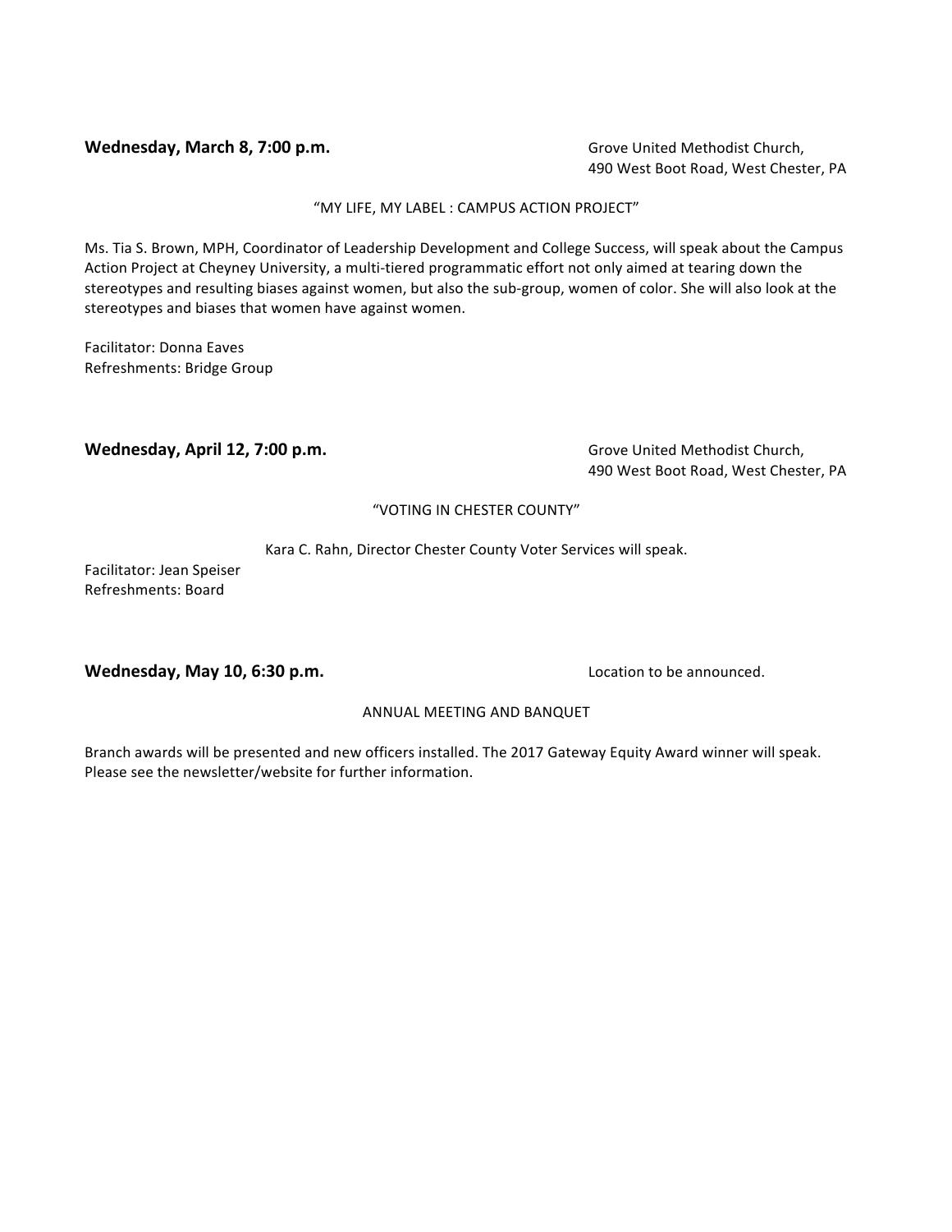**Wednesday, March 8, 7:00 p.m.**

Grove United Methodist Church,
490 West Boot Road, West Chester, PA

"MY LIFE, MY LABEL : CAMPUS ACTION PROJECT"

Ms. Tia S. Brown, MPH, Coordinator of Leadership Development and College Success, will speak about the Campus Action Project at Cheyney University, a multi-tiered programmatic effort not only aimed at tearing down the stereotypes and resulting biases against women, but also the sub-group, women of color. She will also look at the stereotypes and biases that women have against women.

Facilitator: Donna Eaves
Refreshments: Bridge Group

**Wednesday, April 12, 7:00 p.m.**

Grove United Methodist Church,
490 West Boot Road, West Chester, PA

"VOTING IN CHESTER COUNTY"

Kara C. Rahn, Director Chester County Voter Services will speak.

Facilitator: Jean Speiser
Refreshments: Board

**Wednesday, May 10, 6:30 p.m.**

Location to be announced.

ANNUAL MEETING AND BANQUET

Branch awards will be presented and new officers installed. The 2017 Gateway Equity Award winner will speak. Please see the newsletter/website for further information.